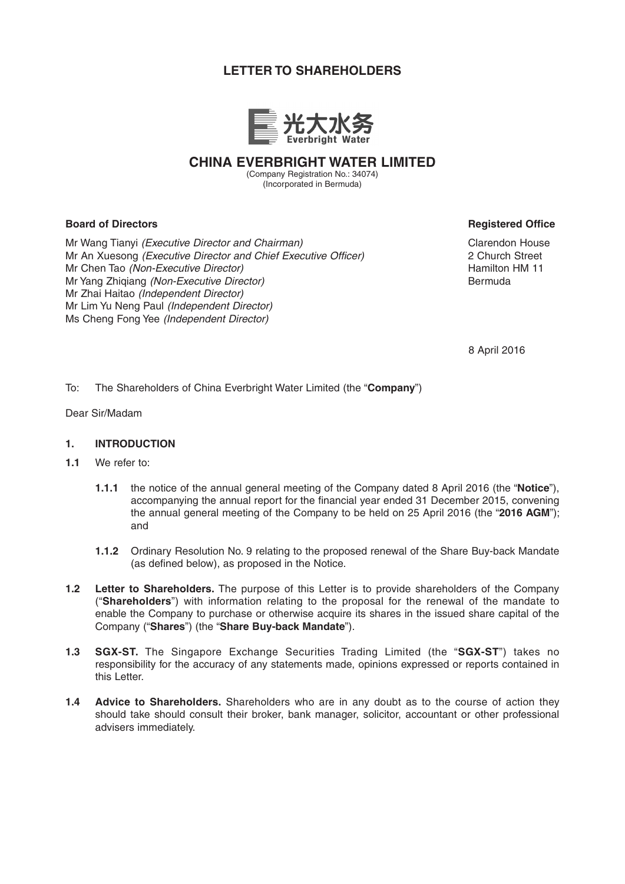# LETTER TO SHAREHOLDERS

光大水务
Everbright Water

## CHINA EVERBRIGHT WATER LIMITED

(Company Registration No.: 34074)
(Incorporated in Bermuda)

**Board of Directors**

Mr Wang Tianyi *(Executive Director and Chairman)*
Mr An Xuesong *(Executive Director and Chief Executive Officer)*
Mr Chen Tao *(Non-Executive Director)*
Mr Yang Zhiqiang *(Non-Executive Director)*
Mr Zhai Haitao *(Independent Director)*
Mr Lim Yu Neng Paul *(Independent Director)*
Ms Cheng Fong Yee *(Independent Director)*

**Registered Office**

Clarendon House
2 Church Street
Hamilton HM 11
Bermuda

8 April 2016

To: The Shareholders of China Everbright Water Limited (the "**Company**")

Dear Sir/Madam

### 1. INTRODUCTION

**1.1** We refer to:

**1.1.1** the notice of the annual general meeting of the Company dated 8 April 2016 (the "**Notice**"), accompanying the annual report for the financial year ended 31 December 2015, convening the annual general meeting of the Company to be held on 25 April 2016 (the "**2016 AGM**"); and

**1.1.2** Ordinary Resolution No. 9 relating to the proposed renewal of the Share Buy-back Mandate (as defined below), as proposed in the Notice.

**1.2 Letter to Shareholders.** The purpose of this Letter is to provide shareholders of the Company ("**Shareholders**") with information relating to the proposal for the renewal of the mandate to enable the Company to purchase or otherwise acquire its shares in the issued share capital of the Company ("**Shares**") (the "**Share Buy-back Mandate**").

**1.3 SGX-ST.** The Singapore Exchange Securities Trading Limited (the "**SGX-ST**") takes no responsibility for the accuracy of any statements made, opinions expressed or reports contained in this Letter.

**1.4 Advice to Shareholders.** Shareholders who are in any doubt as to the course of action they should take should consult their broker, bank manager, solicitor, accountant or other professional advisers immediately.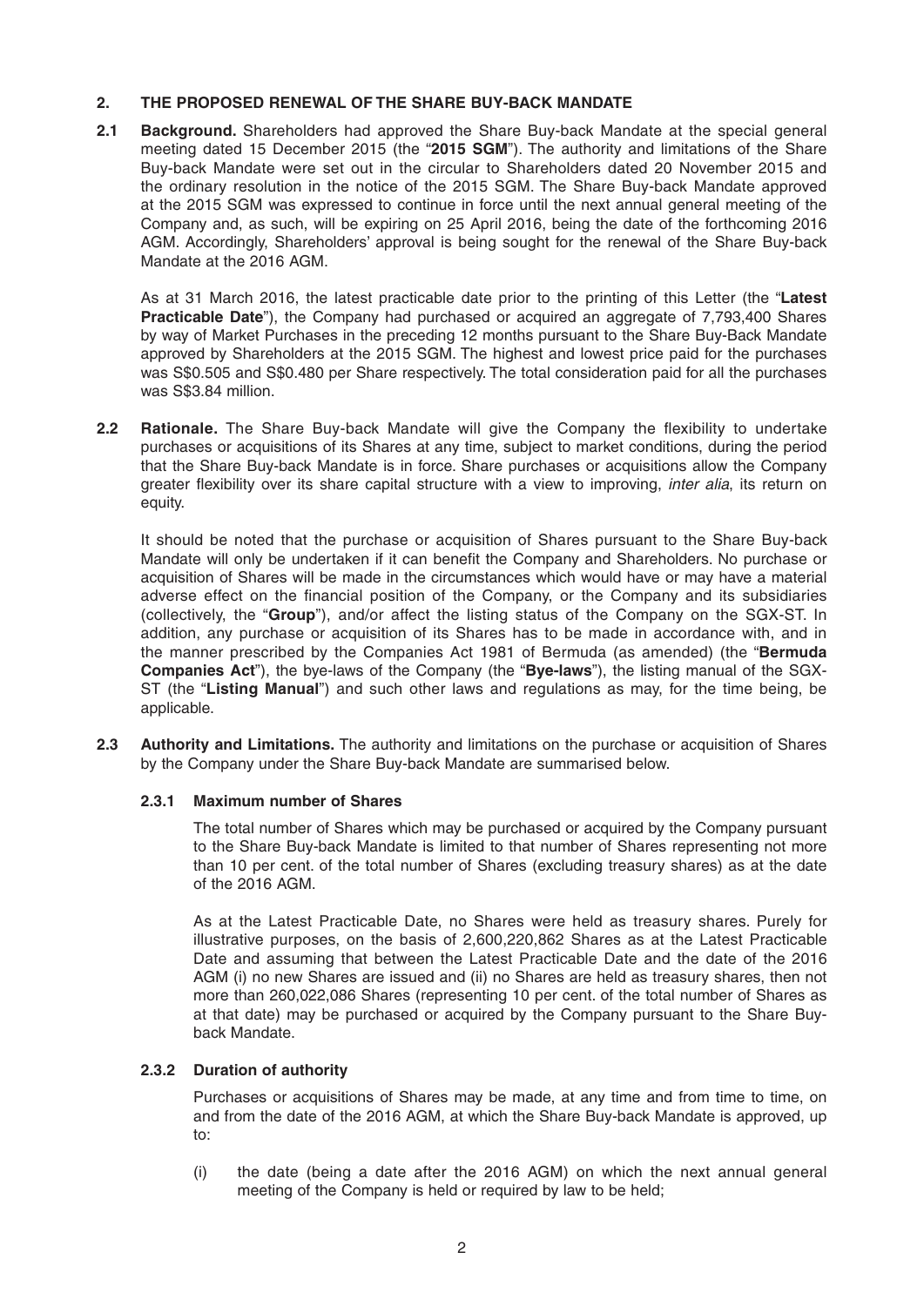## 2. THE PROPOSED RENEWAL OF THE SHARE BUY-BACK MANDATE

**2.1 Background.** Shareholders had approved the Share Buy-back Mandate at the special general meeting dated 15 December 2015 (the "**2015 SGM**"). The authority and limitations of the Share Buy-back Mandate were set out in the circular to Shareholders dated 20 November 2015 and the ordinary resolution in the notice of the 2015 SGM. The Share Buy-back Mandate approved at the 2015 SGM was expressed to continue in force until the next annual general meeting of the Company and, as such, will be expiring on 25 April 2016, being the date of the forthcoming 2016 AGM. Accordingly, Shareholders' approval is being sought for the renewal of the Share Buy-back Mandate at the 2016 AGM.

As at 31 March 2016, the latest practicable date prior to the printing of this Letter (the "**Latest Practicable Date**"), the Company had purchased or acquired an aggregate of 7,793,400 Shares by way of Market Purchases in the preceding 12 months pursuant to the Share Buy-Back Mandate approved by Shareholders at the 2015 SGM. The highest and lowest price paid for the purchases was S$0.505 and S$0.480 per Share respectively. The total consideration paid for all the purchases was S$3.84 million.

**2.2 Rationale.** The Share Buy-back Mandate will give the Company the flexibility to undertake purchases or acquisitions of its Shares at any time, subject to market conditions, during the period that the Share Buy-back Mandate is in force. Share purchases or acquisitions allow the Company greater flexibility over its share capital structure with a view to improving, *inter alia*, its return on equity.

It should be noted that the purchase or acquisition of Shares pursuant to the Share Buy-back Mandate will only be undertaken if it can benefit the Company and Shareholders. No purchase or acquisition of Shares will be made in the circumstances which would have or may have a material adverse effect on the financial position of the Company, or the Company and its subsidiaries (collectively, the "**Group**"), and/or affect the listing status of the Company on the SGX-ST. In addition, any purchase or acquisition of its Shares has to be made in accordance with, and in the manner prescribed by the Companies Act 1981 of Bermuda (as amended) (the "**Bermuda Companies Act**"), the bye-laws of the Company (the "**Bye-laws**"), the listing manual of the SGX-ST (the "**Listing Manual**") and such other laws and regulations as may, for the time being, be applicable.

**2.3 Authority and Limitations.** The authority and limitations on the purchase or acquisition of Shares by the Company under the Share Buy-back Mandate are summarised below.

### 2.3.1 Maximum number of Shares

The total number of Shares which may be purchased or acquired by the Company pursuant to the Share Buy-back Mandate is limited to that number of Shares representing not more than 10 per cent. of the total number of Shares (excluding treasury shares) as at the date of the 2016 AGM.

As at the Latest Practicable Date, no Shares were held as treasury shares. Purely for illustrative purposes, on the basis of 2,600,220,862 Shares as at the Latest Practicable Date and assuming that between the Latest Practicable Date and the date of the 2016 AGM (i) no new Shares are issued and (ii) no Shares are held as treasury shares, then not more than 260,022,086 Shares (representing 10 per cent. of the total number of Shares as at that date) may be purchased or acquired by the Company pursuant to the Share Buy-back Mandate.

### 2.3.2 Duration of authority

Purchases or acquisitions of Shares may be made, at any time and from time to time, on and from the date of the 2016 AGM, at which the Share Buy-back Mandate is approved, up to:

(i) the date (being a date after the 2016 AGM) on which the next annual general meeting of the Company is held or required by law to be held;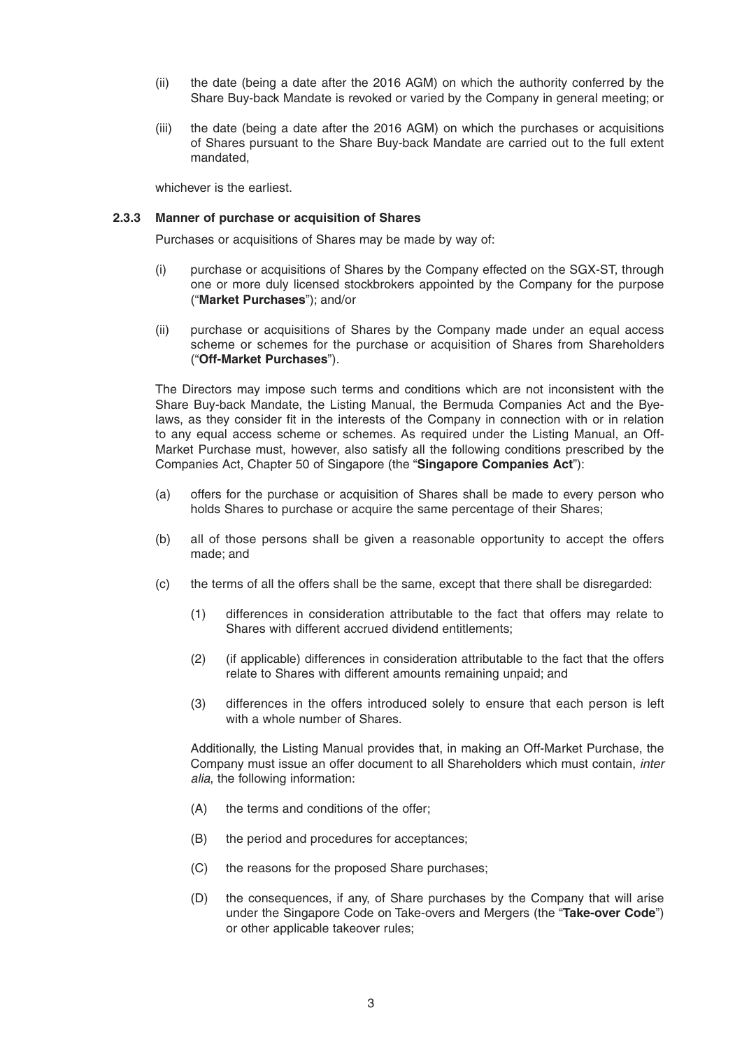(ii) the date (being a date after the 2016 AGM) on which the authority conferred by the Share Buy-back Mandate is revoked or varied by the Company in general meeting; or

(iii) the date (being a date after the 2016 AGM) on which the purchases or acquisitions of Shares pursuant to the Share Buy-back Mandate are carried out to the full extent mandated,

whichever is the earliest.

#### 2.3.3 Manner of purchase or acquisition of Shares

Purchases or acquisitions of Shares may be made by way of:

(i) purchase or acquisitions of Shares by the Company effected on the SGX-ST, through one or more duly licensed stockbrokers appointed by the Company for the purpose ("**Market Purchases**"); and/or

(ii) purchase or acquisitions of Shares by the Company made under an equal access scheme or schemes for the purchase or acquisition of Shares from Shareholders ("**Off-Market Purchases**").

The Directors may impose such terms and conditions which are not inconsistent with the Share Buy-back Mandate, the Listing Manual, the Bermuda Companies Act and the Bye-laws, as they consider fit in the interests of the Company in connection with or in relation to any equal access scheme or schemes. As required under the Listing Manual, an Off-Market Purchase must, however, also satisfy all the following conditions prescribed by the Companies Act, Chapter 50 of Singapore (the "**Singapore Companies Act**"):

(a) offers for the purchase or acquisition of Shares shall be made to every person who holds Shares to purchase or acquire the same percentage of their Shares;

(b) all of those persons shall be given a reasonable opportunity to accept the offers made; and

(c) the terms of all the offers shall be the same, except that there shall be disregarded:

  (1) differences in consideration attributable to the fact that offers may relate to Shares with different accrued dividend entitlements;

  (2) (if applicable) differences in consideration attributable to the fact that the offers relate to Shares with different amounts remaining unpaid; and

  (3) differences in the offers introduced solely to ensure that each person is left with a whole number of Shares.

Additionally, the Listing Manual provides that, in making an Off-Market Purchase, the Company must issue an offer document to all Shareholders which must contain, *inter alia*, the following information:

(A) the terms and conditions of the offer;

(B) the period and procedures for acceptances;

(C) the reasons for the proposed Share purchases;

(D) the consequences, if any, of Share purchases by the Company that will arise under the Singapore Code on Take-overs and Mergers (the "**Take-over Code**") or other applicable takeover rules;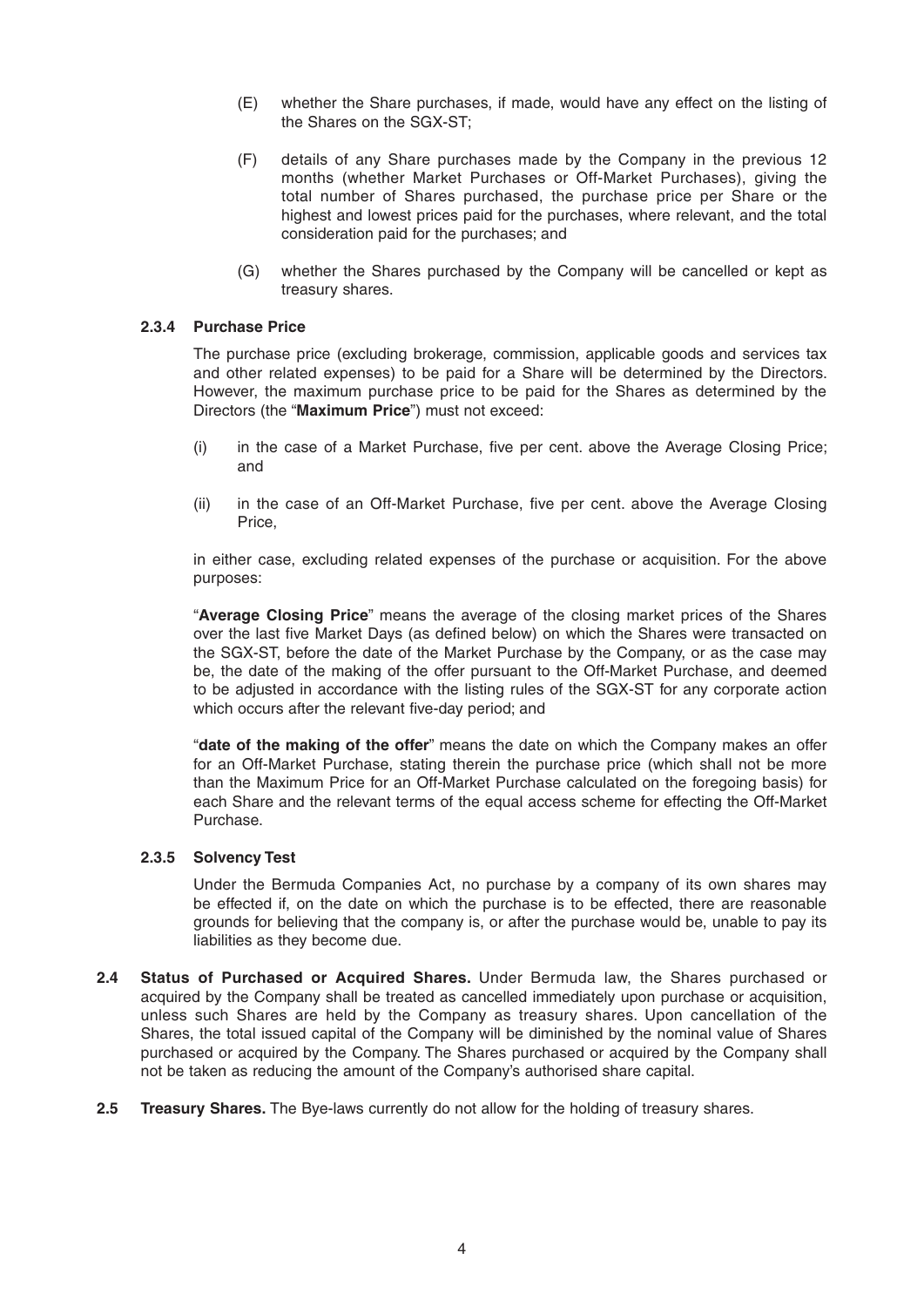(E) whether the Share purchases, if made, would have any effect on the listing of the Shares on the SGX-ST;

(F) details of any Share purchases made by the Company in the previous 12 months (whether Market Purchases or Off-Market Purchases), giving the total number of Shares purchased, the purchase price per Share or the highest and lowest prices paid for the purchases, where relevant, and the total consideration paid for the purchases; and

(G) whether the Shares purchased by the Company will be cancelled or kept as treasury shares.

#### 2.3.4 Purchase Price

The purchase price (excluding brokerage, commission, applicable goods and services tax and other related expenses) to be paid for a Share will be determined by the Directors. However, the maximum purchase price to be paid for the Shares as determined by the Directors (the "**Maximum Price**") must not exceed:

(i) in the case of a Market Purchase, five per cent. above the Average Closing Price; and

(ii) in the case of an Off-Market Purchase, five per cent. above the Average Closing Price,

in either case, excluding related expenses of the purchase or acquisition. For the above purposes:

"**Average Closing Price**" means the average of the closing market prices of the Shares over the last five Market Days (as defined below) on which the Shares were transacted on the SGX-ST, before the date of the Market Purchase by the Company, or as the case may be, the date of the making of the offer pursuant to the Off-Market Purchase, and deemed to be adjusted in accordance with the listing rules of the SGX-ST for any corporate action which occurs after the relevant five-day period; and

"**date of the making of the offer**" means the date on which the Company makes an offer for an Off-Market Purchase, stating therein the purchase price (which shall not be more than the Maximum Price for an Off-Market Purchase calculated on the foregoing basis) for each Share and the relevant terms of the equal access scheme for effecting the Off-Market Purchase.

#### 2.3.5 Solvency Test

Under the Bermuda Companies Act, no purchase by a company of its own shares may be effected if, on the date on which the purchase is to be effected, there are reasonable grounds for believing that the company is, or after the purchase would be, unable to pay its liabilities as they become due.

**2.4 Status of Purchased or Acquired Shares.** Under Bermuda law, the Shares purchased or acquired by the Company shall be treated as cancelled immediately upon purchase or acquisition, unless such Shares are held by the Company as treasury shares. Upon cancellation of the Shares, the total issued capital of the Company will be diminished by the nominal value of Shares purchased or acquired by the Company. The Shares purchased or acquired by the Company shall not be taken as reducing the amount of the Company's authorised share capital.

**2.5 Treasury Shares.** The Bye-laws currently do not allow for the holding of treasury shares.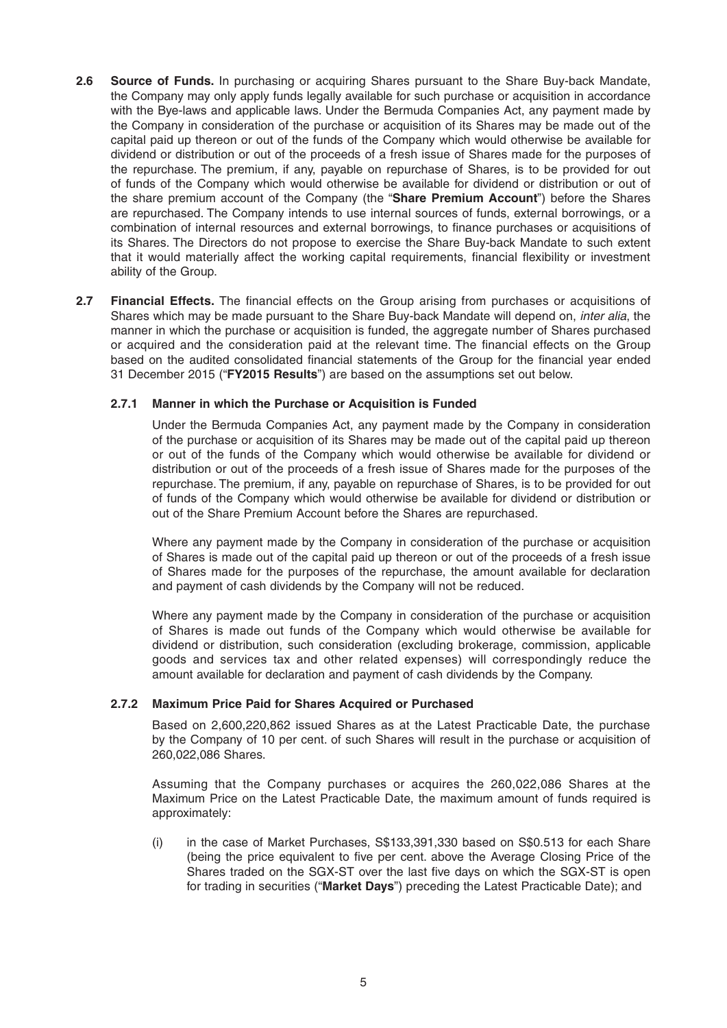**2.6 Source of Funds.** In purchasing or acquiring Shares pursuant to the Share Buy-back Mandate, the Company may only apply funds legally available for such purchase or acquisition in accordance with the Bye-laws and applicable laws. Under the Bermuda Companies Act, any payment made by the Company in consideration of the purchase or acquisition of its Shares may be made out of the capital paid up thereon or out of the funds of the Company which would otherwise be available for dividend or distribution or out of the proceeds of a fresh issue of Shares made for the purposes of the repurchase. The premium, if any, payable on repurchase of Shares, is to be provided for out of funds of the Company which would otherwise be available for dividend or distribution or out of the share premium account of the Company (the "**Share Premium Account**") before the Shares are repurchased. The Company intends to use internal sources of funds, external borrowings, or a combination of internal resources and external borrowings, to finance purchases or acquisitions of its Shares. The Directors do not propose to exercise the Share Buy-back Mandate to such extent that it would materially affect the working capital requirements, financial flexibility or investment ability of the Group.

**2.7 Financial Effects.** The financial effects on the Group arising from purchases or acquisitions of Shares which may be made pursuant to the Share Buy-back Mandate will depend on, *inter alia*, the manner in which the purchase or acquisition is funded, the aggregate number of Shares purchased or acquired and the consideration paid at the relevant time. The financial effects on the Group based on the audited consolidated financial statements of the Group for the financial year ended 31 December 2015 ("**FY2015 Results**") are based on the assumptions set out below.

**2.7.1 Manner in which the Purchase or Acquisition is Funded**

Under the Bermuda Companies Act, any payment made by the Company in consideration of the purchase or acquisition of its Shares may be made out of the capital paid up thereon or out of the funds of the Company which would otherwise be available for dividend or distribution or out of the proceeds of a fresh issue of Shares made for the purposes of the repurchase. The premium, if any, payable on repurchase of Shares, is to be provided for out of funds of the Company which would otherwise be available for dividend or distribution or out of the Share Premium Account before the Shares are repurchased.

Where any payment made by the Company in consideration of the purchase or acquisition of Shares is made out of the capital paid up thereon or out of the proceeds of a fresh issue of Shares made for the purposes of the repurchase, the amount available for declaration and payment of cash dividends by the Company will not be reduced.

Where any payment made by the Company in consideration of the purchase or acquisition of Shares is made out funds of the Company which would otherwise be available for dividend or distribution, such consideration (excluding brokerage, commission, applicable goods and services tax and other related expenses) will correspondingly reduce the amount available for declaration and payment of cash dividends by the Company.

**2.7.2 Maximum Price Paid for Shares Acquired or Purchased**

Based on 2,600,220,862 issued Shares as at the Latest Practicable Date, the purchase by the Company of 10 per cent. of such Shares will result in the purchase or acquisition of 260,022,086 Shares.

Assuming that the Company purchases or acquires the 260,022,086 Shares at the Maximum Price on the Latest Practicable Date, the maximum amount of funds required is approximately:

(i) in the case of Market Purchases, S$133,391,330 based on S$0.513 for each Share (being the price equivalent to five per cent. above the Average Closing Price of the Shares traded on the SGX-ST over the last five days on which the SGX-ST is open for trading in securities ("**Market Days**") preceding the Latest Practicable Date); and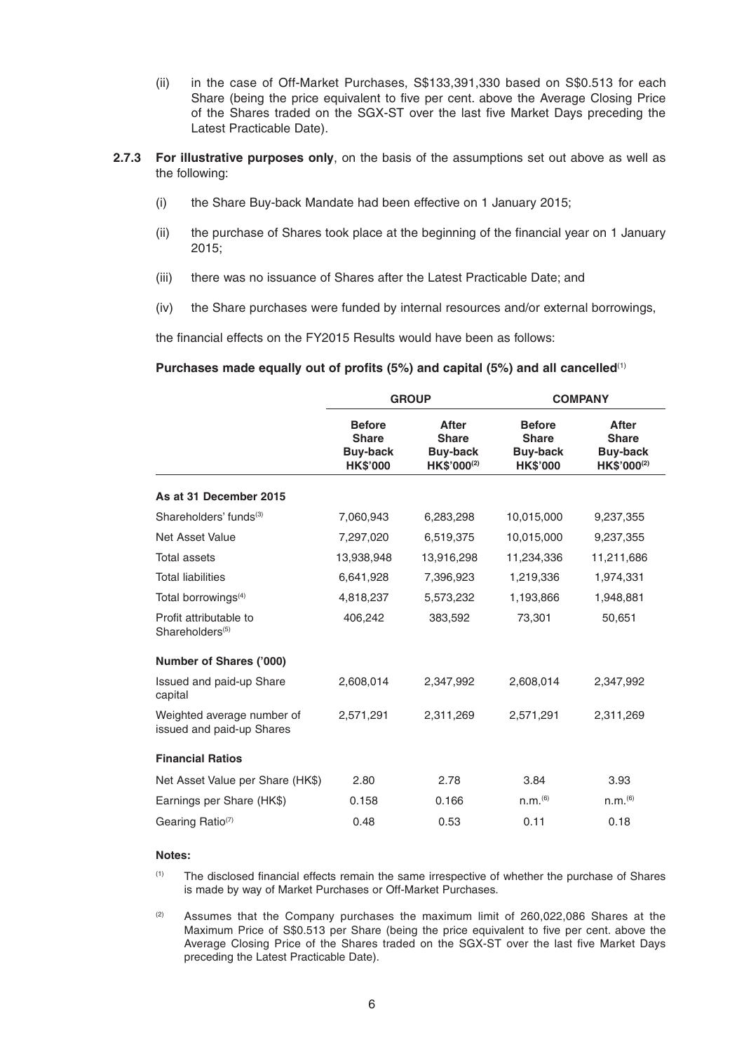(ii) in the case of Off-Market Purchases, S$133,391,330 based on S$0.513 for each Share (being the price equivalent to five per cent. above the Average Closing Price of the Shares traded on the SGX-ST over the last five Market Days preceding the Latest Practicable Date).

**2.7.3** **For illustrative purposes only**, on the basis of the assumptions set out above as well as the following:

(i) the Share Buy-back Mandate had been effective on 1 January 2015;

(ii) the purchase of Shares took place at the beginning of the financial year on 1 January 2015;

(iii) there was no issuance of Shares after the Latest Practicable Date; and

(iv) the Share purchases were funded by internal resources and/or external borrowings,

the financial effects on the FY2015 Results would have been as follows:

**Purchases made equally out of profits (5%) and capital (5%) and all cancelled**[1]

| | GROUP | | COMPANY | |
|---|---|---|---|---|
| | Before Share Buy-back HK$'000 | After Share Buy-back HK$'000[2] | Before Share Buy-back HK$'000 | After Share Buy-back HK$'000[2] |
| **As at 31 December 2015** | | | | |
| Shareholders' funds[3] | 7,060,943 | 6,283,298 | 10,015,000 | 9,237,355 |
| Net Asset Value | 7,297,020 | 6,519,375 | 10,015,000 | 9,237,355 |
| Total assets | 13,938,948 | 13,916,298 | 11,234,336 | 11,211,686 |
| Total liabilities | 6,641,928 | 7,396,923 | 1,219,336 | 1,974,331 |
| Total borrowings[4] | 4,818,237 | 5,573,232 | 1,193,866 | 1,948,881 |
| Profit attributable to Shareholders[5] | 406,242 | 383,592 | 73,301 | 50,651 |
| **Number of Shares ('000)** | | | | |
| Issued and paid-up Share capital | 2,608,014 | 2,347,992 | 2,608,014 | 2,347,992 |
| Weighted average number of issued and paid-up Shares | 2,571,291 | 2,311,269 | 2,571,291 | 2,311,269 |
| **Financial Ratios** | | | | |
| Net Asset Value per Share (HK$) | 2.80 | 2.78 | 3.84 | 3.93 |
| Earnings per Share (HK$) | 0.158 | 0.166 | n.m.[6] | n.m.[6] |
| Gearing Ratio[7] | 0.48 | 0.53 | 0.11 | 0.18 |

**Notes:**

(1) The disclosed financial effects remain the same irrespective of whether the purchase of Shares is made by way of Market Purchases or Off-Market Purchases.

(2) Assumes that the Company purchases the maximum limit of 260,022,086 Shares at the Maximum Price of S$0.513 per Share (being the price equivalent to five per cent. above the Average Closing Price of the Shares traded on the SGX-ST over the last five Market Days preceding the Latest Practicable Date).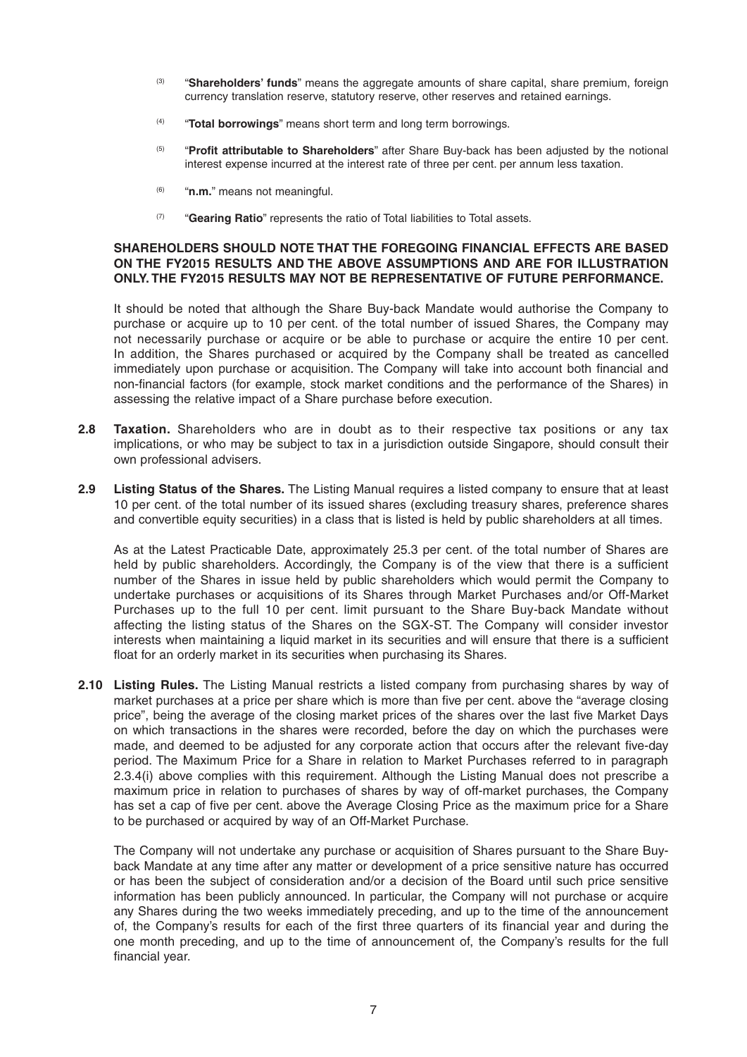(3) "**Shareholders' funds**" means the aggregate amounts of share capital, share premium, foreign currency translation reserve, statutory reserve, other reserves and retained earnings.

(4) "**Total borrowings**" means short term and long term borrowings.

(5) "**Profit attributable to Shareholders**" after Share Buy-back has been adjusted by the notional interest expense incurred at the interest rate of three per cent. per annum less taxation.

(6) "**n.m.**" means not meaningful.

(7) "**Gearing Ratio**" represents the ratio of Total liabilities to Total assets.

**SHAREHOLDERS SHOULD NOTE THAT THE FOREGOING FINANCIAL EFFECTS ARE BASED ON THE FY2015 RESULTS AND THE ABOVE ASSUMPTIONS AND ARE FOR ILLUSTRATION ONLY. THE FY2015 RESULTS MAY NOT BE REPRESENTATIVE OF FUTURE PERFORMANCE.**

It should be noted that although the Share Buy-back Mandate would authorise the Company to purchase or acquire up to 10 per cent. of the total number of issued Shares, the Company may not necessarily purchase or acquire or be able to purchase or acquire the entire 10 per cent. In addition, the Shares purchased or acquired by the Company shall be treated as cancelled immediately upon purchase or acquisition. The Company will take into account both financial and non-financial factors (for example, stock market conditions and the performance of the Shares) in assessing the relative impact of a Share purchase before execution.

**2.8 Taxation.** Shareholders who are in doubt as to their respective tax positions or any tax implications, or who may be subject to tax in a jurisdiction outside Singapore, should consult their own professional advisers.

**2.9 Listing Status of the Shares.** The Listing Manual requires a listed company to ensure that at least 10 per cent. of the total number of its issued shares (excluding treasury shares, preference shares and convertible equity securities) in a class that is listed is held by public shareholders at all times.

As at the Latest Practicable Date, approximately 25.3 per cent. of the total number of Shares are held by public shareholders. Accordingly, the Company is of the view that there is a sufficient number of the Shares in issue held by public shareholders which would permit the Company to undertake purchases or acquisitions of its Shares through Market Purchases and/or Off-Market Purchases up to the full 10 per cent. limit pursuant to the Share Buy-back Mandate without affecting the listing status of the Shares on the SGX-ST. The Company will consider investor interests when maintaining a liquid market in its securities and will ensure that there is a sufficient float for an orderly market in its securities when purchasing its Shares.

**2.10 Listing Rules.** The Listing Manual restricts a listed company from purchasing shares by way of market purchases at a price per share which is more than five per cent. above the "average closing price", being the average of the closing market prices of the shares over the last five Market Days on which transactions in the shares were recorded, before the day on which the purchases were made, and deemed to be adjusted for any corporate action that occurs after the relevant five-day period. The Maximum Price for a Share in relation to Market Purchases referred to in paragraph 2.3.4(i) above complies with this requirement. Although the Listing Manual does not prescribe a maximum price in relation to purchases of shares by way of off-market purchases, the Company has set a cap of five per cent. above the Average Closing Price as the maximum price for a Share to be purchased or acquired by way of an Off-Market Purchase.

The Company will not undertake any purchase or acquisition of Shares pursuant to the Share Buy-back Mandate at any time after any matter or development of a price sensitive nature has occurred or has been the subject of consideration and/or a decision of the Board until such price sensitive information has been publicly announced. In particular, the Company will not purchase or acquire any Shares during the two weeks immediately preceding, and up to the time of the announcement of, the Company's results for each of the first three quarters of its financial year and during the one month preceding, and up to the time of announcement of, the Company's results for the full financial year.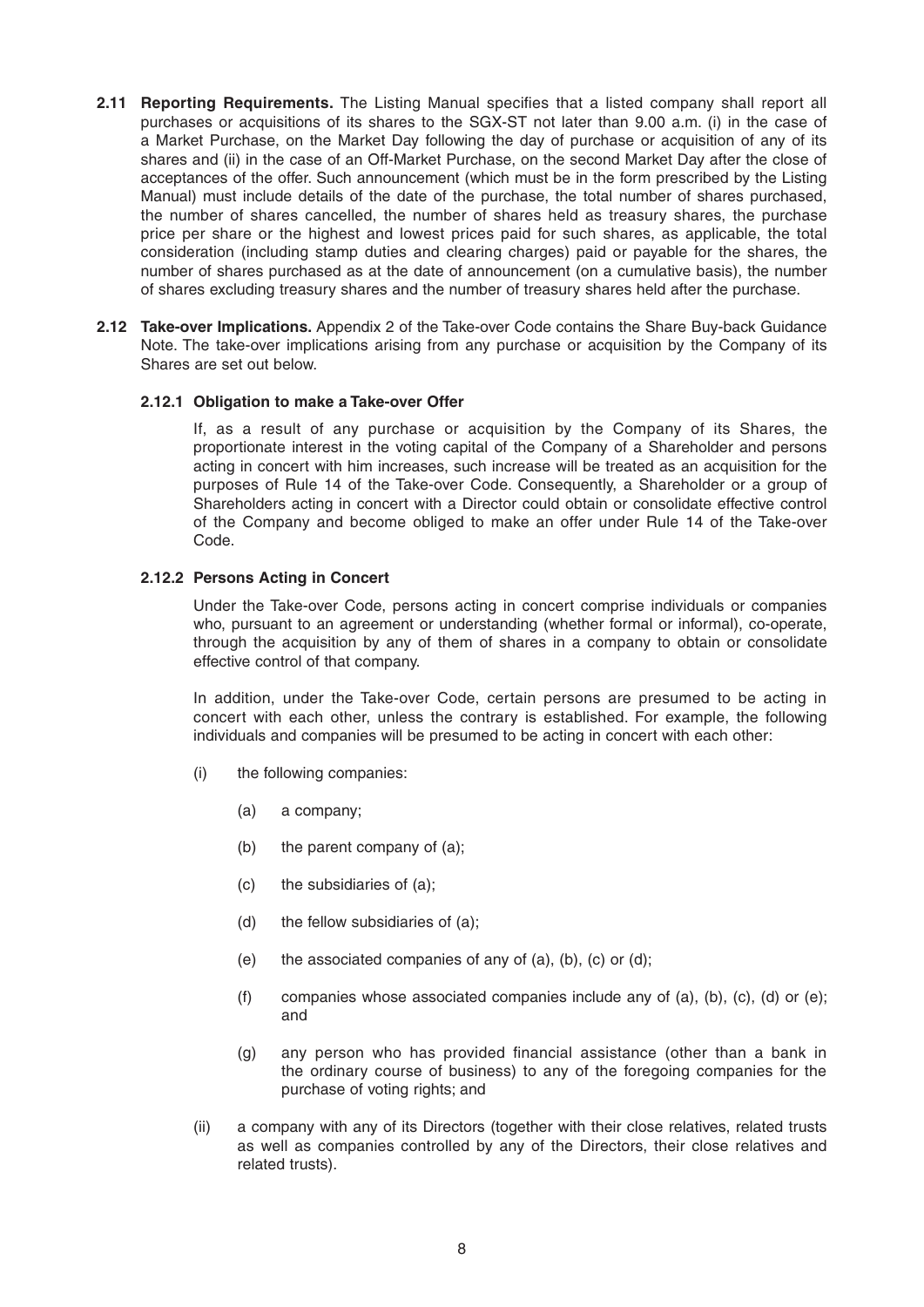**2.11 Reporting Requirements.** The Listing Manual specifies that a listed company shall report all purchases or acquisitions of its shares to the SGX-ST not later than 9.00 a.m. (i) in the case of a Market Purchase, on the Market Day following the day of purchase or acquisition of any of its shares and (ii) in the case of an Off-Market Purchase, on the second Market Day after the close of acceptances of the offer. Such announcement (which must be in the form prescribed by the Listing Manual) must include details of the date of the purchase, the total number of shares purchased, the number of shares cancelled, the number of shares held as treasury shares, the purchase price per share or the highest and lowest prices paid for such shares, as applicable, the total consideration (including stamp duties and clearing charges) paid or payable for the shares, the number of shares purchased as at the date of announcement (on a cumulative basis), the number of shares excluding treasury shares and the number of treasury shares held after the purchase.

**2.12 Take-over Implications.** Appendix 2 of the Take-over Code contains the Share Buy-back Guidance Note. The take-over implications arising from any purchase or acquisition by the Company of its Shares are set out below.

**2.12.1 Obligation to make a Take-over Offer**

If, as a result of any purchase or acquisition by the Company of its Shares, the proportionate interest in the voting capital of the Company of a Shareholder and persons acting in concert with him increases, such increase will be treated as an acquisition for the purposes of Rule 14 of the Take-over Code. Consequently, a Shareholder or a group of Shareholders acting in concert with a Director could obtain or consolidate effective control of the Company and become obliged to make an offer under Rule 14 of the Take-over Code.

**2.12.2 Persons Acting in Concert**

Under the Take-over Code, persons acting in concert comprise individuals or companies who, pursuant to an agreement or understanding (whether formal or informal), co-operate, through the acquisition by any of them of shares in a company to obtain or consolidate effective control of that company.

In addition, under the Take-over Code, certain persons are presumed to be acting in concert with each other, unless the contrary is established. For example, the following individuals and companies will be presumed to be acting in concert with each other:

(i) the following companies:

  (a) a company;

  (b) the parent company of (a);

  (c) the subsidiaries of (a);

  (d) the fellow subsidiaries of (a);

  (e) the associated companies of any of (a), (b), (c) or (d);

  (f) companies whose associated companies include any of (a), (b), (c), (d) or (e); and

  (g) any person who has provided financial assistance (other than a bank in the ordinary course of business) to any of the foregoing companies for the purchase of voting rights; and

(ii) a company with any of its Directors (together with their close relatives, related trusts as well as companies controlled by any of the Directors, their close relatives and related trusts).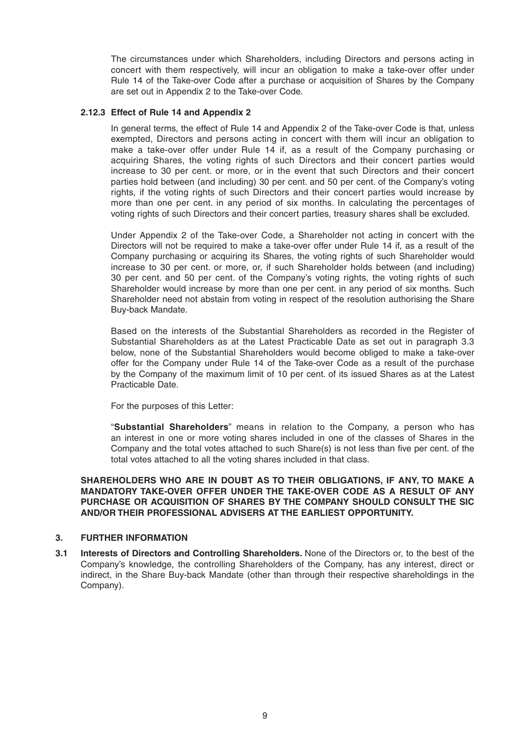The circumstances under which Shareholders, including Directors and persons acting in concert with them respectively, will incur an obligation to make a take-over offer under Rule 14 of the Take-over Code after a purchase or acquisition of Shares by the Company are set out in Appendix 2 to the Take-over Code.

#### 2.12.3 Effect of Rule 14 and Appendix 2

In general terms, the effect of Rule 14 and Appendix 2 of the Take-over Code is that, unless exempted, Directors and persons acting in concert with them will incur an obligation to make a take-over offer under Rule 14 if, as a result of the Company purchasing or acquiring Shares, the voting rights of such Directors and their concert parties would increase to 30 per cent. or more, or in the event that such Directors and their concert parties hold between (and including) 30 per cent. and 50 per cent. of the Company's voting rights, if the voting rights of such Directors and their concert parties would increase by more than one per cent. in any period of six months. In calculating the percentages of voting rights of such Directors and their concert parties, treasury shares shall be excluded.

Under Appendix 2 of the Take-over Code, a Shareholder not acting in concert with the Directors will not be required to make a take-over offer under Rule 14 if, as a result of the Company purchasing or acquiring its Shares, the voting rights of such Shareholder would increase to 30 per cent. or more, or, if such Shareholder holds between (and including) 30 per cent. and 50 per cent. of the Company's voting rights, the voting rights of such Shareholder would increase by more than one per cent. in any period of six months. Such Shareholder need not abstain from voting in respect of the resolution authorising the Share Buy-back Mandate.

Based on the interests of the Substantial Shareholders as recorded in the Register of Substantial Shareholders as at the Latest Practicable Date as set out in paragraph 3.3 below, none of the Substantial Shareholders would become obliged to make a take-over offer for the Company under Rule 14 of the Take-over Code as a result of the purchase by the Company of the maximum limit of 10 per cent. of its issued Shares as at the Latest Practicable Date.

For the purposes of this Letter:

"**Substantial Shareholders**" means in relation to the Company, a person who has an interest in one or more voting shares included in one of the classes of Shares in the Company and the total votes attached to such Share(s) is not less than five per cent. of the total votes attached to all the voting shares included in that class.

**SHAREHOLDERS WHO ARE IN DOUBT AS TO THEIR OBLIGATIONS, IF ANY, TO MAKE A MANDATORY TAKE-OVER OFFER UNDER THE TAKE-OVER CODE AS A RESULT OF ANY PURCHASE OR ACQUISITION OF SHARES BY THE COMPANY SHOULD CONSULT THE SIC AND/OR THEIR PROFESSIONAL ADVISERS AT THE EARLIEST OPPORTUNITY.**

## 3. FURTHER INFORMATION

**3.1 Interests of Directors and Controlling Shareholders.** None of the Directors or, to the best of the Company's knowledge, the controlling Shareholders of the Company, has any interest, direct or indirect, in the Share Buy-back Mandate (other than through their respective shareholdings in the Company).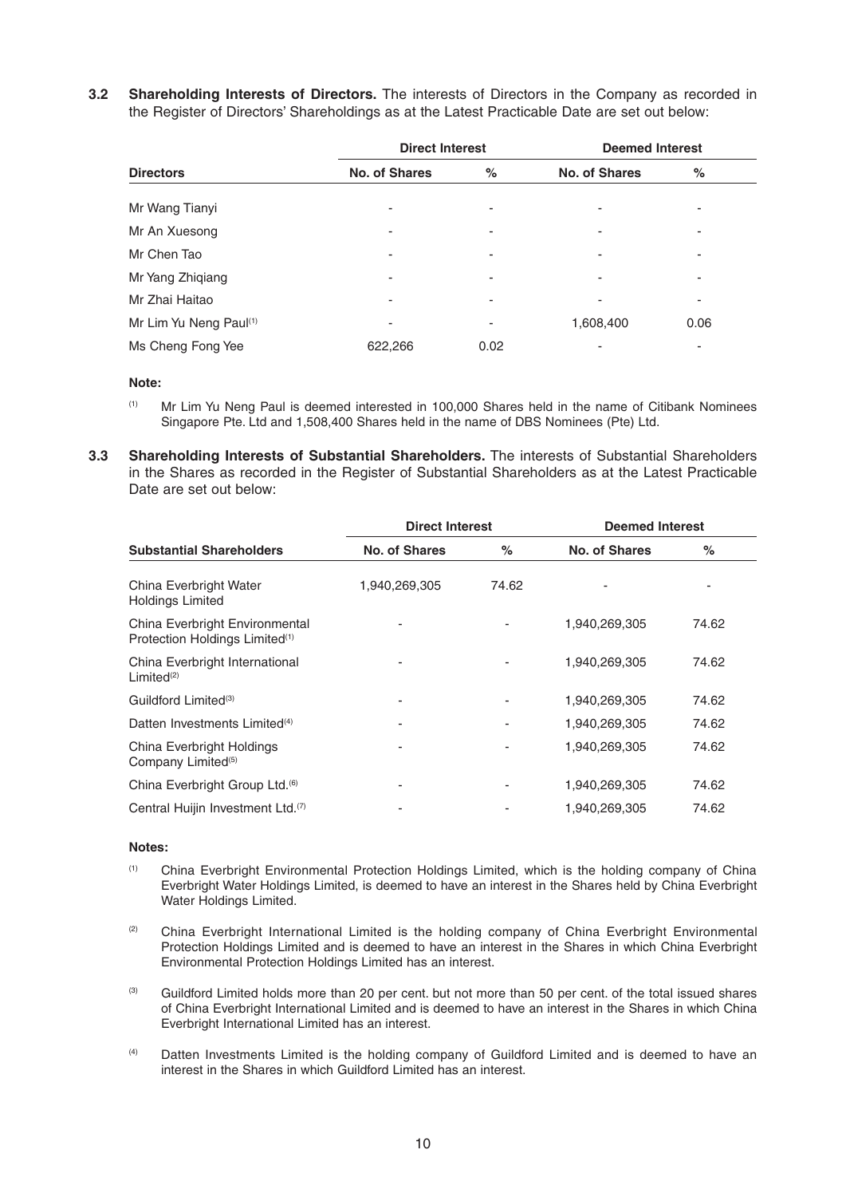**3.2 Shareholding Interests of Directors.** The interests of Directors in the Company as recorded in the Register of Directors' Shareholdings as at the Latest Practicable Date are set out below:

| | Direct Interest | | Deemed Interest | |
|---|---|---|---|---|
| **Directors** | **No. of Shares** | **%** | **No. of Shares** | **%** |
| Mr Wang Tianyi | - | - | - | - |
| Mr An Xuesong | - | - | - | - |
| Mr Chen Tao | - | - | - | - |
| Mr Yang Zhiqiang | - | - | - | - |
| Mr Zhai Haitao | - | - | - | - |
| Mr Lim Yu Neng Paul[(1)] | - | - | 1,608,400 | 0.06 |
| Ms Cheng Fong Yee | 622,266 | 0.02 | - | - |

**Note:**

(1) Mr Lim Yu Neng Paul is deemed interested in 100,000 Shares held in the name of Citibank Nominees Singapore Pte. Ltd and 1,508,400 Shares held in the name of DBS Nominees (Pte) Ltd.

**3.3 Shareholding Interests of Substantial Shareholders.** The interests of Substantial Shareholders in the Shares as recorded in the Register of Substantial Shareholders as at the Latest Practicable Date are set out below:

| | Direct Interest | | Deemed Interest | |
|---|---|---|---|---|
| **Substantial Shareholders** | **No. of Shares** | **%** | **No. of Shares** | **%** |
| China Everbright Water Holdings Limited | 1,940,269,305 | 74.62 | - | - |
| China Everbright Environmental Protection Holdings Limited[(1)] | - | - | 1,940,269,305 | 74.62 |
| China Everbright International Limited[(2)] | - | - | 1,940,269,305 | 74.62 |
| Guildford Limited[(3)] | - | - | 1,940,269,305 | 74.62 |
| Datten Investments Limited[(4)] | - | - | 1,940,269,305 | 74.62 |
| China Everbright Holdings Company Limited[(5)] | - | - | 1,940,269,305 | 74.62 |
| China Everbright Group Ltd.[(6)] | - | - | 1,940,269,305 | 74.62 |
| Central Huijin Investment Ltd.[(7)] | - | - | 1,940,269,305 | 74.62 |

**Notes:**

(1) China Everbright Environmental Protection Holdings Limited, which is the holding company of China Everbright Water Holdings Limited, is deemed to have an interest in the Shares held by China Everbright Water Holdings Limited.

(2) China Everbright International Limited is the holding company of China Everbright Environmental Protection Holdings Limited and is deemed to have an interest in the Shares in which China Everbright Environmental Protection Holdings Limited has an interest.

(3) Guildford Limited holds more than 20 per cent. but not more than 50 per cent. of the total issued shares of China Everbright International Limited and is deemed to have an interest in the Shares in which China Everbright International Limited has an interest.

(4) Datten Investments Limited is the holding company of Guildford Limited and is deemed to have an interest in the Shares in which Guildford Limited has an interest.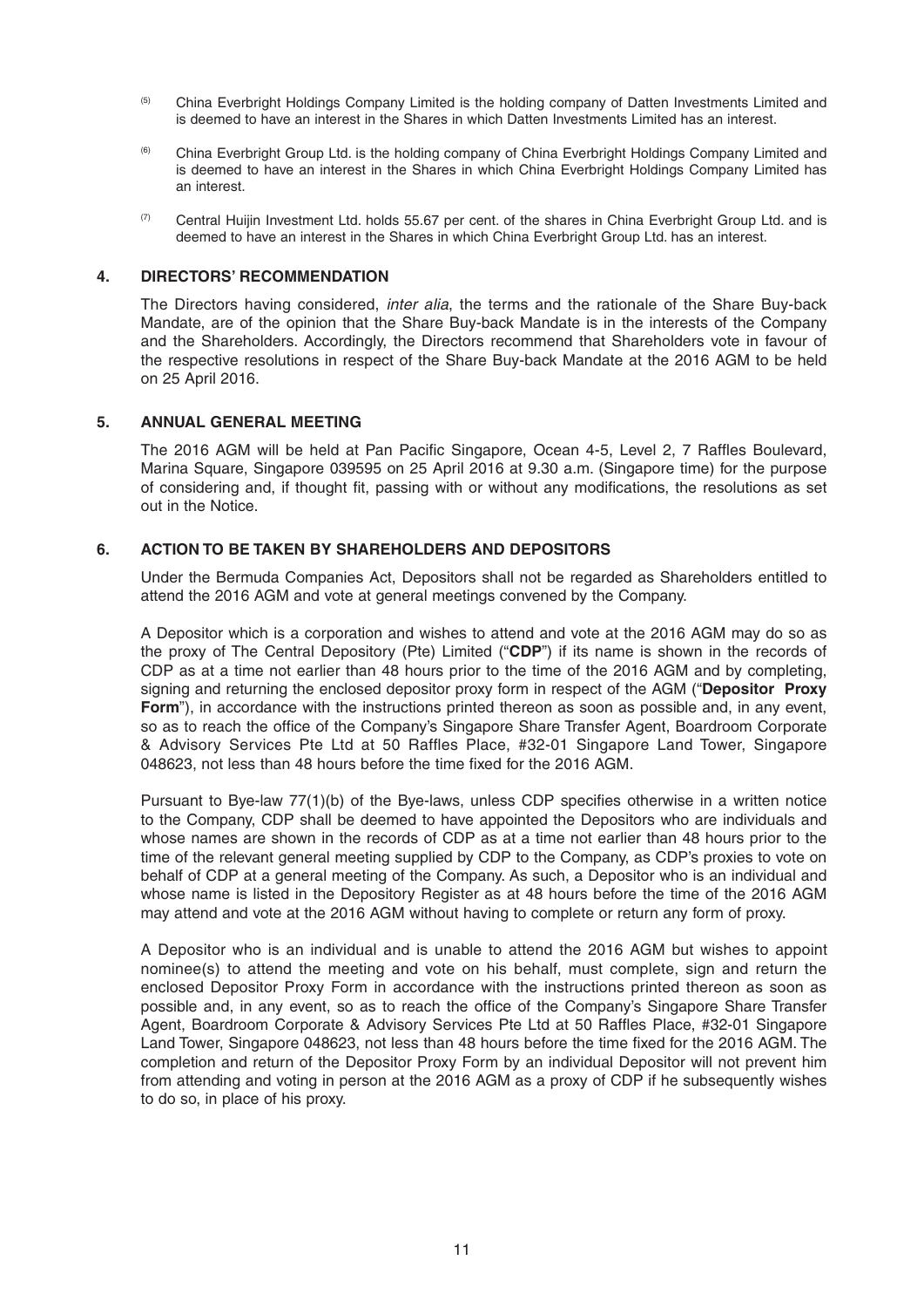[5] China Everbright Holdings Company Limited is the holding company of Datten Investments Limited and is deemed to have an interest in the Shares in which Datten Investments Limited has an interest.

[6] China Everbright Group Ltd. is the holding company of China Everbright Holdings Company Limited and is deemed to have an interest in the Shares in which China Everbright Holdings Company Limited has an interest.

[7] Central Huijin Investment Ltd. holds 55.67 per cent. of the shares in China Everbright Group Ltd. and is deemed to have an interest in the Shares in which China Everbright Group Ltd. has an interest.

## 4. DIRECTORS' RECOMMENDATION

The Directors having considered, *inter alia*, the terms and the rationale of the Share Buy-back Mandate, are of the opinion that the Share Buy-back Mandate is in the interests of the Company and the Shareholders. Accordingly, the Directors recommend that Shareholders vote in favour of the respective resolutions in respect of the Share Buy-back Mandate at the 2016 AGM to be held on 25 April 2016.

## 5. ANNUAL GENERAL MEETING

The 2016 AGM will be held at Pan Pacific Singapore, Ocean 4-5, Level 2, 7 Raffles Boulevard, Marina Square, Singapore 039595 on 25 April 2016 at 9.30 a.m. (Singapore time) for the purpose of considering and, if thought fit, passing with or without any modifications, the resolutions as set out in the Notice.

## 6. ACTION TO BE TAKEN BY SHAREHOLDERS AND DEPOSITORS

Under the Bermuda Companies Act, Depositors shall not be regarded as Shareholders entitled to attend the 2016 AGM and vote at general meetings convened by the Company.

A Depositor which is a corporation and wishes to attend and vote at the 2016 AGM may do so as the proxy of The Central Depository (Pte) Limited ("**CDP**") if its name is shown in the records of CDP as at a time not earlier than 48 hours prior to the time of the 2016 AGM and by completing, signing and returning the enclosed depositor proxy form in respect of the AGM ("**Depositor Proxy Form**"), in accordance with the instructions printed thereon as soon as possible and, in any event, so as to reach the office of the Company's Singapore Share Transfer Agent, Boardroom Corporate & Advisory Services Pte Ltd at 50 Raffles Place, #32-01 Singapore Land Tower, Singapore 048623, not less than 48 hours before the time fixed for the 2016 AGM.

Pursuant to Bye-law 77(1)(b) of the Bye-laws, unless CDP specifies otherwise in a written notice to the Company, CDP shall be deemed to have appointed the Depositors who are individuals and whose names are shown in the records of CDP as at a time not earlier than 48 hours prior to the time of the relevant general meeting supplied by CDP to the Company, as CDP's proxies to vote on behalf of CDP at a general meeting of the Company. As such, a Depositor who is an individual and whose name is listed in the Depository Register as at 48 hours before the time of the 2016 AGM may attend and vote at the 2016 AGM without having to complete or return any form of proxy.

A Depositor who is an individual and is unable to attend the 2016 AGM but wishes to appoint nominee(s) to attend the meeting and vote on his behalf, must complete, sign and return the enclosed Depositor Proxy Form in accordance with the instructions printed thereon as soon as possible and, in any event, so as to reach the office of the Company's Singapore Share Transfer Agent, Boardroom Corporate & Advisory Services Pte Ltd at 50 Raffles Place, #32-01 Singapore Land Tower, Singapore 048623, not less than 48 hours before the time fixed for the 2016 AGM. The completion and return of the Depositor Proxy Form by an individual Depositor will not prevent him from attending and voting in person at the 2016 AGM as a proxy of CDP if he subsequently wishes to do so, in place of his proxy.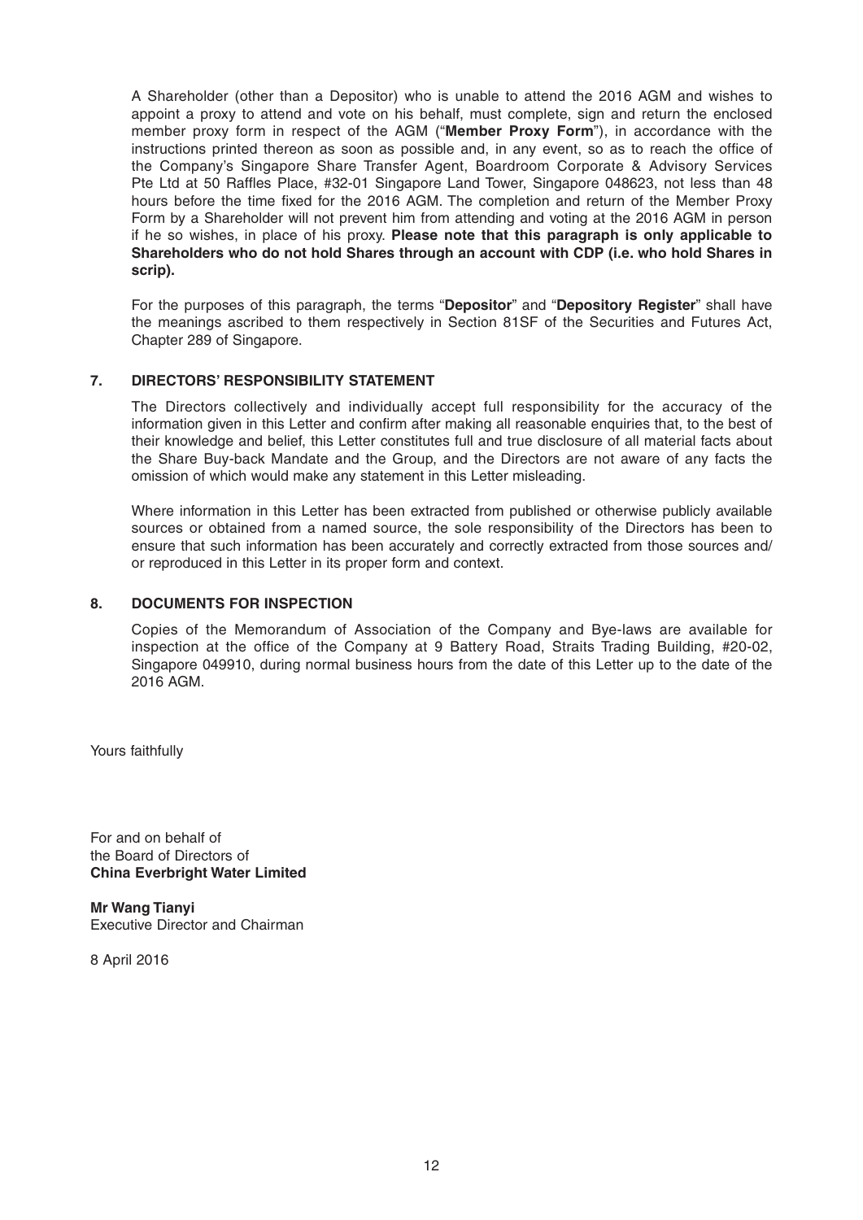A Shareholder (other than a Depositor) who is unable to attend the 2016 AGM and wishes to appoint a proxy to attend and vote on his behalf, must complete, sign and return the enclosed member proxy form in respect of the AGM ("**Member Proxy Form**"), in accordance with the instructions printed thereon as soon as possible and, in any event, so as to reach the office of the Company's Singapore Share Transfer Agent, Boardroom Corporate & Advisory Services Pte Ltd at 50 Raffles Place, #32-01 Singapore Land Tower, Singapore 048623, not less than 48 hours before the time fixed for the 2016 AGM. The completion and return of the Member Proxy Form by a Shareholder will not prevent him from attending and voting at the 2016 AGM in person if he so wishes, in place of his proxy. **Please note that this paragraph is only applicable to Shareholders who do not hold Shares through an account with CDP (i.e. who hold Shares in scrip).**

For the purposes of this paragraph, the terms "**Depositor**" and "**Depository Register**" shall have the meanings ascribed to them respectively in Section 81SF of the Securities and Futures Act, Chapter 289 of Singapore.

## 7. DIRECTORS' RESPONSIBILITY STATEMENT

The Directors collectively and individually accept full responsibility for the accuracy of the information given in this Letter and confirm after making all reasonable enquiries that, to the best of their knowledge and belief, this Letter constitutes full and true disclosure of all material facts about the Share Buy-back Mandate and the Group, and the Directors are not aware of any facts the omission of which would make any statement in this Letter misleading.

Where information in this Letter has been extracted from published or otherwise publicly available sources or obtained from a named source, the sole responsibility of the Directors has been to ensure that such information has been accurately and correctly extracted from those sources and/ or reproduced in this Letter in its proper form and context.

## 8. DOCUMENTS FOR INSPECTION

Copies of the Memorandum of Association of the Company and Bye-laws are available for inspection at the office of the Company at 9 Battery Road, Straits Trading Building, #20-02, Singapore 049910, during normal business hours from the date of this Letter up to the date of the 2016 AGM.

Yours faithfully

For and on behalf of
the Board of Directors of
**China Everbright Water Limited**

**Mr Wang Tianyi**
Executive Director and Chairman

8 April 2016